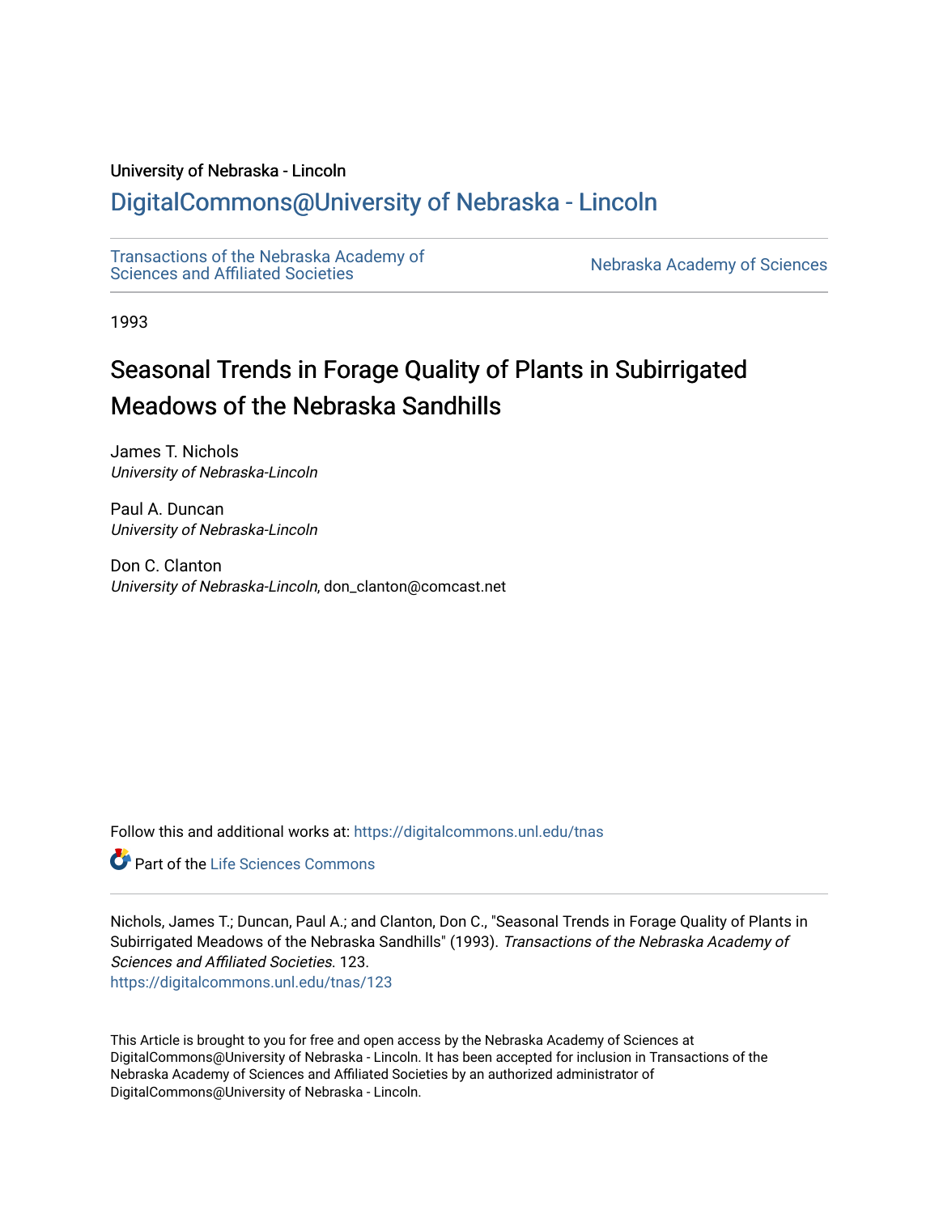University of Nebraska - Lincoln

## DigitalCommons@University of Nebraska - Lincoln

Transactions of the Nebraska Academy of Sciences and Affiliated Societies

Nebraska Academy of Sciences

1993

# Seasonal Trends in Forage Quality of Plants in Subirrigated Meadows of the Nebraska Sandhills

James T. Nichols
*University of Nebraska-Lincoln*

Paul A. Duncan
*University of Nebraska-Lincoln*

Don C. Clanton
*University of Nebraska-Lincoln*, don_clanton@comcast.net

Follow this and additional works at: https://digitalcommons.unl.edu/tnas

Part of the Life Sciences Commons

Nichols, James T.; Duncan, Paul A.; and Clanton, Don C., "Seasonal Trends in Forage Quality of Plants in Subirrigated Meadows of the Nebraska Sandhills" (1993). *Transactions of the Nebraska Academy of Sciences and Affiliated Societies*. 123.
https://digitalcommons.unl.edu/tnas/123

This Article is brought to you for free and open access by the Nebraska Academy of Sciences at DigitalCommons@University of Nebraska - Lincoln. It has been accepted for inclusion in Transactions of the Nebraska Academy of Sciences and Affiliated Societies by an authorized administrator of DigitalCommons@University of Nebraska - Lincoln.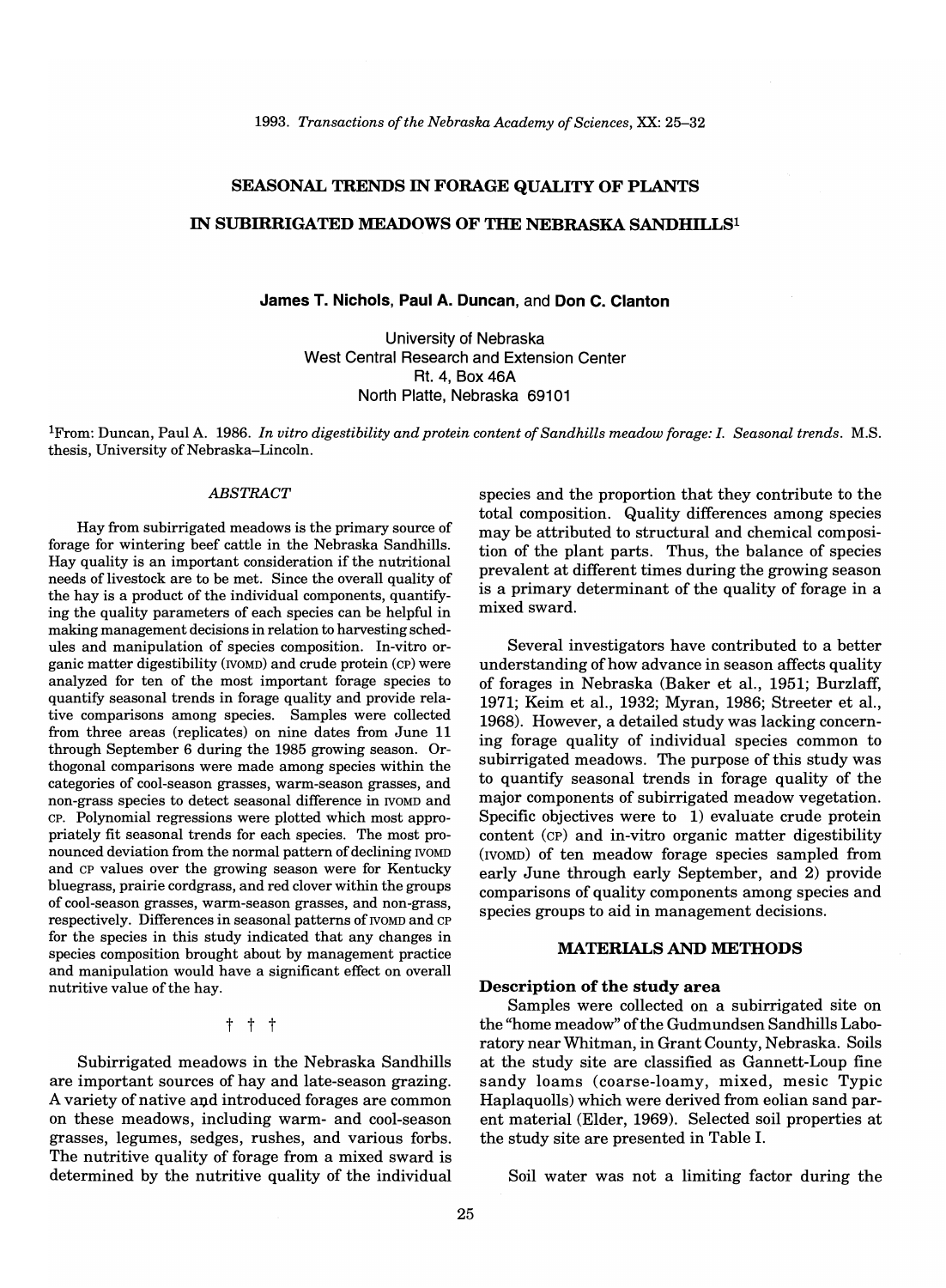# SEASONAL TRENDS IN FORAGE QUALITY OF PLANTS IN SUBIRRIGATED MEADOWS OF THE NEBRASKA SANDHILLS[1]

**James T. Nichols, Paul A. Duncan,** and **Don C. Clanton**

University of Nebraska
West Central Research and Extension Center
Rt. 4, Box 46A
North Platte, Nebraska 69101

[1]From: Duncan, Paul A. 1986. *In vitro digestibility and protein content of Sandhills meadow forage: I. Seasonal trends.* M.S. thesis, University of Nebraska–Lincoln.

## *ABSTRACT*

Hay from subirrigated meadows is the primary source of forage for wintering beef cattle in the Nebraska Sandhills. Hay quality is an important consideration if the nutritional needs of livestock are to be met. Since the overall quality of the hay is a product of the individual components, quantifying the quality parameters of each species can be helpful in making management decisions in relation to harvesting schedules and manipulation of species composition. In-vitro organic matter digestibility (IVOMD) and crude protein (CP) were analyzed for ten of the most important forage species to quantify seasonal trends in forage quality and provide relative comparisons among species. Samples were collected from three areas (replicates) on nine dates from June 11 through September 6 during the 1985 growing season. Orthogonal comparisons were made among species within the categories of cool-season grasses, warm-season grasses, and non-grass species to detect seasonal difference in IVOMD and CP. Polynomial regressions were plotted which most appropriately fit seasonal trends for each species. The most pronounced deviation from the normal pattern of declining IVOMD and CP values over the growing season were for Kentucky bluegrass, prairie cordgrass, and red clover within the groups of cool-season grasses, warm-season grasses, and non-grass, respectively. Differences in seasonal patterns of IVOMD and CP for the species in this study indicated that any changes in species composition brought about by management practice and manipulation would have a significant effect on overall nutritive value of the hay.

† † †

Subirrigated meadows in the Nebraska Sandhills are important sources of hay and late-season grazing. A variety of native and introduced forages are common on these meadows, including warm- and cool-season grasses, legumes, sedges, rushes, and various forbs. The nutritive quality of forage from a mixed sward is determined by the nutritive quality of the individual species and the proportion that they contribute to the total composition. Quality differences among species may be attributed to structural and chemical composition of the plant parts. Thus, the balance of species prevalent at different times during the growing season is a primary determinant of the quality of forage in a mixed sward.

Several investigators have contributed to a better understanding of how advance in season affects quality of forages in Nebraska (Baker et al., 1951; Burzlaff, 1971; Keim et al., 1932; Myran, 1986; Streeter et al., 1968). However, a detailed study was lacking concerning forage quality of individual species common to subirrigated meadows. The purpose of this study was to quantify seasonal trends in forage quality of the major components of subirrigated meadow vegetation. Specific objectives were to 1) evaluate crude protein content (CP) and in-vitro organic matter digestibility (IVOMD) of ten meadow forage species sampled from early June through early September, and 2) provide comparisons of quality components among species and species groups to aid in management decisions.

## MATERIALS AND METHODS

### Description of the study area

Samples were collected on a subirrigated site on the "home meadow" of the Gudmundsen Sandhills Laboratory near Whitman, in Grant County, Nebraska. Soils at the study site are classified as Gannett-Loup fine sandy loams (coarse-loamy, mixed, mesic Typic Haplaquolls) which were derived from eolian sand parent material (Elder, 1969). Selected soil properties at the study site are presented in Table I.

Soil water was not a limiting factor during the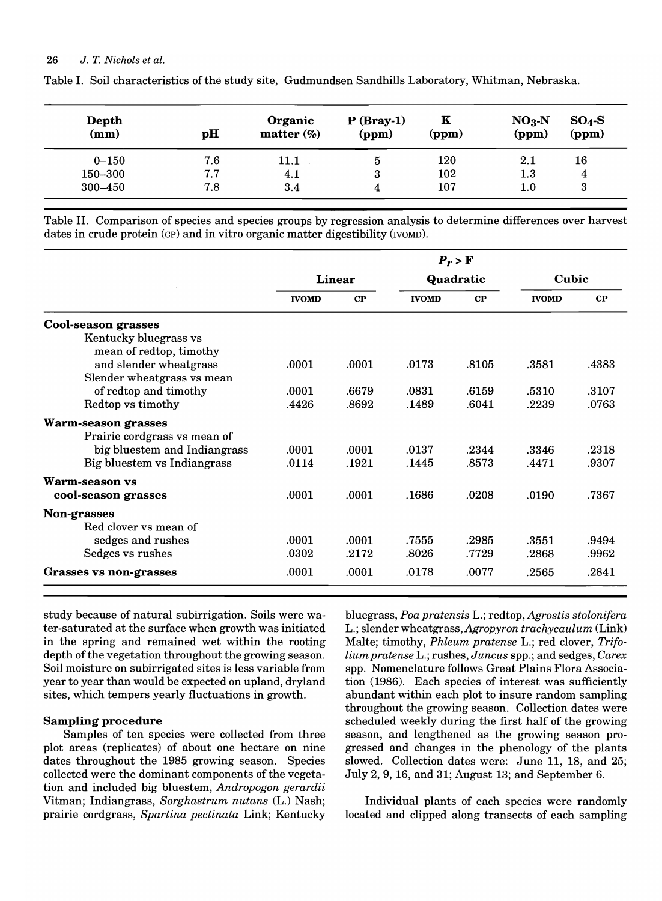Table I. Soil characteristics of the study site, Gudmundsen Sandhills Laboratory, Whitman, Nebraska.

| Depth (mm) | pH | Organic matter (%) | P (Bray-1) (ppm) | K (ppm) | $NO_3$-N (ppm) | $SO_4$-S (ppm) |
|---|---|---|---|---|---|---|
| 0–150 | 7.6 | 11.1 | 5 | 120 | 2.1 | 16 |
| 150–300 | 7.7 | 4.1 | 3 | 102 | 1.3 | 4 |
| 300–450 | 7.8 | 3.4 | 4 | 107 | 1.0 | 3 |

Table II. Comparison of species and species groups by regression analysis to determine differences over harvest dates in crude protein (CP) and in vitro organic matter digestibility (IVOMD).

| | $P_r > F$ | | | | | |
|---|---|---|---|---|---|---|
| | Linear | | Quadratic | | Cubic | |
| | IVOMD | CP | IVOMD | CP | IVOMD | CP |
| **Cool-season grasses** | | | | | | |
| Kentucky bluegrass vs mean of redtop, timothy and slender wheatgrass | .0001 | .0001 | .0173 | .8105 | .3581 | .4383 |
| Slender wheatgrass vs mean of redtop and timothy | .0001 | .6679 | .0831 | .6159 | .5310 | .3107 |
| Redtop vs timothy | .4426 | .8692 | .1489 | .6041 | .2239 | .0763 |
| **Warm-season grasses** | | | | | | |
| Prairie cordgrass vs mean of big bluestem and Indiangrass | .0001 | .0001 | .0137 | .2344 | .3346 | .2318 |
| Big bluestem vs Indiangrass | .0114 | .1921 | .1445 | .8573 | .4471 | .9307 |
| **Warm-season vs cool-season grasses** | .0001 | .0001 | .1686 | .0208 | .0190 | .7367 |
| **Non-grasses** | | | | | | |
| Red clover vs mean of sedges and rushes | .0001 | .0001 | .7555 | .2985 | .3551 | .9494 |
| Sedges vs rushes | .0302 | .2172 | .8026 | .7729 | .2868 | .9962 |
| **Grasses vs non-grasses** | .0001 | .0001 | .0178 | .0077 | .2565 | .2841 |

study because of natural subirrigation. Soils were water-saturated at the surface when growth was initiated in the spring and remained wet within the rooting depth of the vegetation throughout the growing season. Soil moisture on subirrigated sites is less variable from year to year than would be expected on upland, dryland sites, which tempers yearly fluctuations in growth.

### Sampling procedure

Samples of ten species were collected from three plot areas (replicates) of about one hectare on nine dates throughout the 1985 growing season. Species collected were the dominant components of the vegetation and included big bluestem, *Andropogon gerardii* Vitman; Indiangrass, *Sorghastrum nutans* (L.) Nash; prairie cordgrass, *Spartina pectinata* Link; Kentucky bluegrass, *Poa pratensis* L.; redtop, *Agrostis stolonifera* L.; slender wheatgrass, *Agropyron trachycaulum* (Link) Malte; timothy, *Phleum pratense* L.; red clover, *Trifolium pratense* L.; rushes, *Juncus* spp.; and sedges, *Carex* spp. Nomenclature follows Great Plains Flora Association (1986). Each species of interest was sufficiently abundant within each plot to insure random sampling throughout the growing season. Collection dates were scheduled weekly during the first half of the growing season, and lengthened as the growing season progressed and changes in the phenology of the plants slowed. Collection dates were: June 11, 18, and 25; July 2, 9, 16, and 31; August 13; and September 6.

Individual plants of each species were randomly located and clipped along transects of each sampling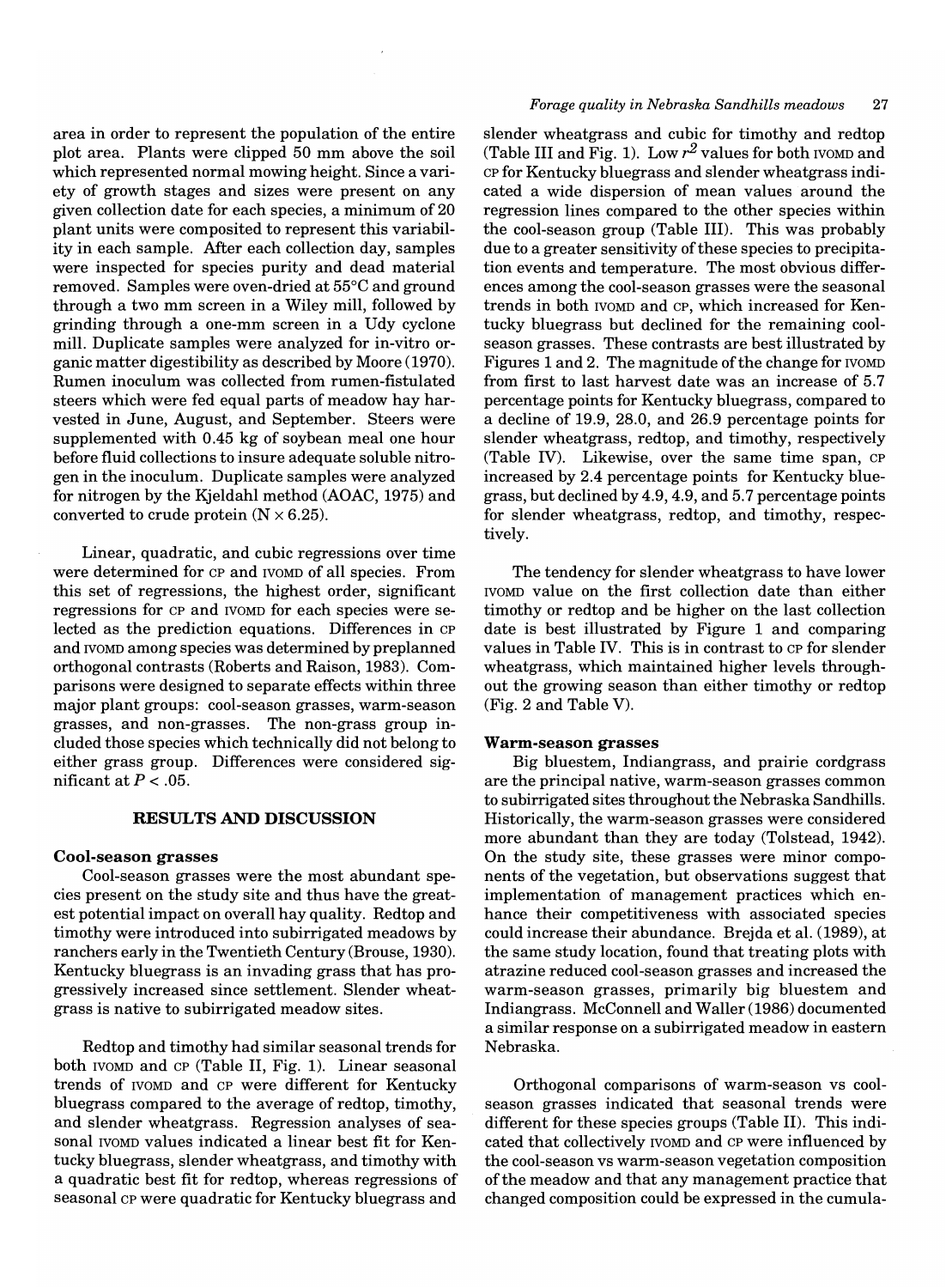area in order to represent the population of the entire plot area. Plants were clipped 50 mm above the soil which represented normal mowing height. Since a variety of growth stages and sizes were present on any given collection date for each species, a minimum of 20 plant units were composited to represent this variability in each sample. After each collection day, samples were inspected for species purity and dead material removed. Samples were oven-dried at 55°C and ground through a two mm screen in a Wiley mill, followed by grinding through a one-mm screen in a Udy cyclone mill. Duplicate samples were analyzed for in-vitro organic matter digestibility as described by Moore (1970). Rumen inoculum was collected from rumen-fistulated steers which were fed equal parts of meadow hay harvested in June, August, and September. Steers were supplemented with 0.45 kg of soybean meal one hour before fluid collections to insure adequate soluble nitrogen in the inoculum. Duplicate samples were analyzed for nitrogen by the Kjeldahl method (AOAC, 1975) and converted to crude protein (N × 6.25).

Linear, quadratic, and cubic regressions over time were determined for CP and IVOMD of all species. From this set of regressions, the highest order, significant regressions for CP and IVOMD for each species were selected as the prediction equations. Differences in CP and IVOMD among species was determined by preplanned orthogonal contrasts (Roberts and Raison, 1983). Comparisons were designed to separate effects within three major plant groups: cool-season grasses, warm-season grasses, and non-grasses. The non-grass group included those species which technically did not belong to either grass group. Differences were considered significant at $P < .05$.

## RESULTS AND DISCUSSION

### Cool-season grasses

Cool-season grasses were the most abundant species present on the study site and thus have the greatest potential impact on overall hay quality. Redtop and timothy were introduced into subirrigated meadows by ranchers early in the Twentieth Century (Brouse, 1930). Kentucky bluegrass is an invading grass that has progressively increased since settlement. Slender wheatgrass is native to subirrigated meadow sites.

Redtop and timothy had similar seasonal trends for both IVOMD and CP (Table II, Fig. 1). Linear seasonal trends of IVOMD and CP were different for Kentucky bluegrass compared to the average of redtop, timothy, and slender wheatgrass. Regression analyses of seasonal IVOMD values indicated a linear best fit for Kentucky bluegrass, slender wheatgrass, and timothy with a quadratic best fit for redtop, whereas regressions of seasonal CP were quadratic for Kentucky bluegrass and slender wheatgrass and cubic for timothy and redtop (Table III and Fig. 1). Low $r^2$ values for both IVOMD and CP for Kentucky bluegrass and slender wheatgrass indicated a wide dispersion of mean values around the regression lines compared to the other species within the cool-season group (Table III). This was probably due to a greater sensitivity of these species to precipitation events and temperature. The most obvious differences among the cool-season grasses were the seasonal trends in both IVOMD and CP, which increased for Kentucky bluegrass but declined for the remaining cool-season grasses. These contrasts are best illustrated by Figures 1 and 2. The magnitude of the change for IVOMD from first to last harvest date was an increase of 5.7 percentage points for Kentucky bluegrass, compared to a decline of 19.9, 28.0, and 26.9 percentage points for slender wheatgrass, redtop, and timothy, respectively (Table IV). Likewise, over the same time span, CP increased by 2.4 percentage points for Kentucky bluegrass, but declined by 4.9, 4.9, and 5.7 percentage points for slender wheatgrass, redtop, and timothy, respectively.

The tendency for slender wheatgrass to have lower IVOMD value on the first collection date than either timothy or redtop and be higher on the last collection date is best illustrated by Figure 1 and comparing values in Table IV. This is in contrast to CP for slender wheatgrass, which maintained higher levels throughout the growing season than either timothy or redtop (Fig. 2 and Table V).

### Warm-season grasses

Big bluestem, Indiangrass, and prairie cordgrass are the principal native, warm-season grasses common to subirrigated sites throughout the Nebraska Sandhills. Historically, the warm-season grasses were considered more abundant than they are today (Tolstead, 1942). On the study site, these grasses were minor components of the vegetation, but observations suggest that implementation of management practices which enhance their competitiveness with associated species could increase their abundance. Brejda et al. (1989), at the same study location, found that treating plots with atrazine reduced cool-season grasses and increased the warm-season grasses, primarily big bluestem and Indiangrass. McConnell and Waller (1986) documented a similar response on a subirrigated meadow in eastern Nebraska.

Orthogonal comparisons of warm-season vs cool-season grasses indicated that seasonal trends were different for these species groups (Table II). This indicated that collectively IVOMD and CP were influenced by the cool-season vs warm-season vegetation composition of the meadow and that any management practice that changed composition could be expressed in the cumula-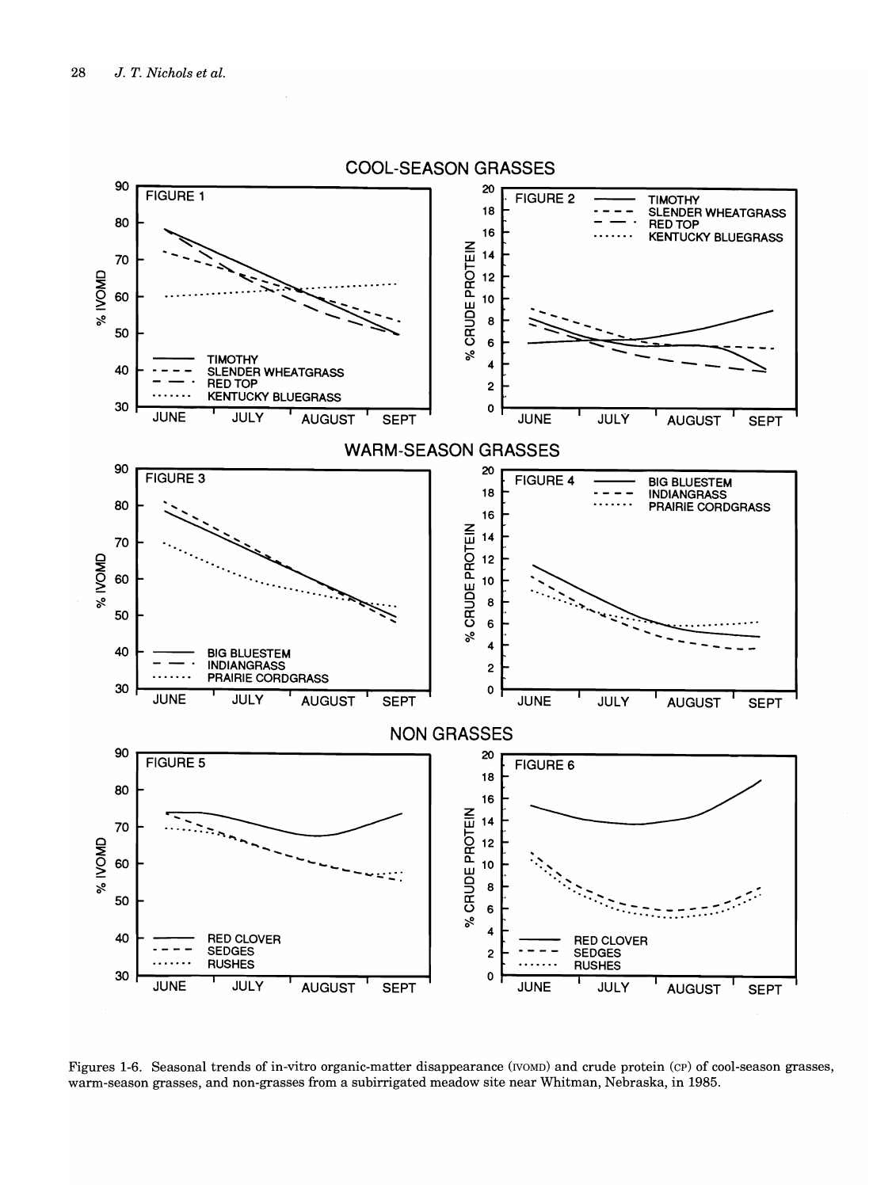Figures 1-6. Seasonal trends of in-vitro organic-matter disappearance (IVOMD) and crude protein (CP) of cool-season grasses, warm-season grasses, and non-grasses from a subirrigated meadow site near Whitman, Nebraska, in 1985.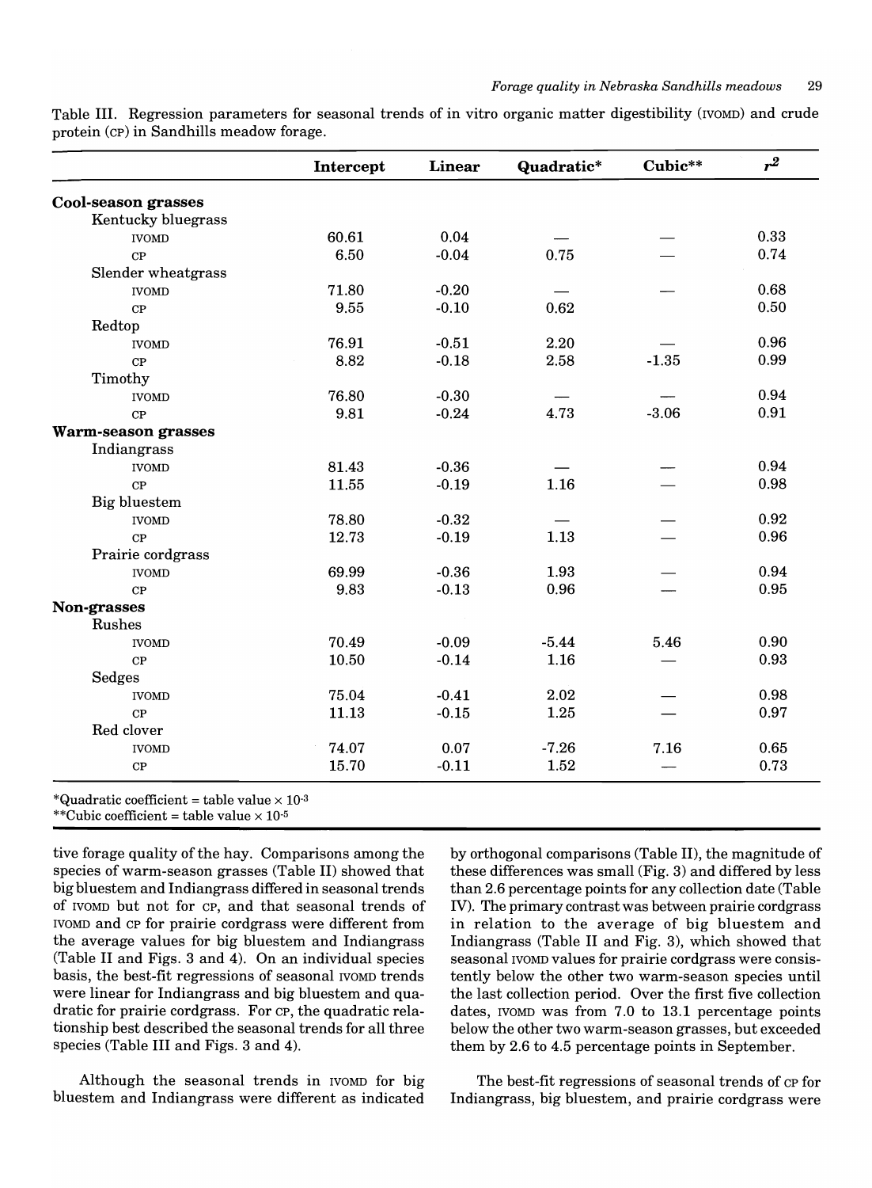Table III. Regression parameters for seasonal trends of in vitro organic matter digestibility (IVOMD) and crude protein (CP) in Sandhills meadow forage.

| | Intercept | Linear | Quadratic* | Cubic** | $r^2$ |
|---|---|---|---|---|---|
| **Cool-season grasses** | | | | | |
| Kentucky bluegrass | | | | | |
| IVOMD | 60.61 | 0.04 | — | — | 0.33 |
| CP | 6.50 | -0.04 | 0.75 | — | 0.74 |
| Slender wheatgrass | | | | | |
| IVOMD | 71.80 | -0.20 | — | — | 0.68 |
| CP | 9.55 | -0.10 | 0.62 | — | 0.50 |
| Redtop | | | | | |
| IVOMD | 76.91 | -0.51 | 2.20 | — | 0.96 |
| CP | 8.82 | -0.18 | 2.58 | -1.35 | 0.99 |
| Timothy | | | | | |
| IVOMD | 76.80 | -0.30 | — | — | 0.94 |
| CP | 9.81 | -0.24 | 4.73 | -3.06 | 0.91 |
| **Warm-season grasses** | | | | | |
| Indiangrass | | | | | |
| IVOMD | 81.43 | -0.36 | — | — | 0.94 |
| CP | 11.55 | -0.19 | 1.16 | — | 0.98 |
| Big bluestem | | | | | |
| IVOMD | 78.80 | -0.32 | — | — | 0.92 |
| CP | 12.73 | -0.19 | 1.13 | — | 0.96 |
| Prairie cordgrass | | | | | |
| IVOMD | 69.99 | -0.36 | 1.93 | — | 0.94 |
| CP | 9.83 | -0.13 | 0.96 | — | 0.95 |
| **Non-grasses** | | | | | |
| Rushes | | | | | |
| IVOMD | 70.49 | -0.09 | -5.44 | 5.46 | 0.90 |
| CP | 10.50 | -0.14 | 1.16 | — | 0.93 |
| Sedges | | | | | |
| IVOMD | 75.04 | -0.41 | 2.02 | — | 0.98 |
| CP | 11.13 | -0.15 | 1.25 | — | 0.97 |
| Red clover | | | | | |
| IVOMD | 74.07 | 0.07 | -7.26 | 7.16 | 0.65 |
| CP | 15.70 | -0.11 | 1.52 | — | 0.73 |

*Quadratic coefficient = table value × $10^{-3}$
**Cubic coefficient = table value × $10^{-5}$

tive forage quality of the hay. Comparisons among the species of warm-season grasses (Table II) showed that big bluestem and Indiangrass differed in seasonal trends of IVOMD but not for CP, and that seasonal trends of IVOMD and CP for prairie cordgrass were different from the average values for big bluestem and Indiangrass (Table II and Figs. 3 and 4). On an individual species basis, the best-fit regressions of seasonal IVOMD trends were linear for Indiangrass and big bluestem and quadratic for prairie cordgrass. For CP, the quadratic relationship best described the seasonal trends for all three species (Table III and Figs. 3 and 4).

Although the seasonal trends in IVOMD for big bluestem and Indiangrass were different as indicated by orthogonal comparisons (Table II), the magnitude of these differences was small (Fig. 3) and differed by less than 2.6 percentage points for any collection date (Table IV). The primary contrast was between prairie cordgrass in relation to the average of big bluestem and Indiangrass (Table II and Fig. 3), which showed that seasonal IVOMD values for prairie cordgrass were consistently below the other two warm-season species until the last collection period. Over the first five collection dates, IVOMD was from 7.0 to 13.1 percentage points below the other two warm-season grasses, but exceeded them by 2.6 to 4.5 percentage points in September.

The best-fit regressions of seasonal trends of CP for Indiangrass, big bluestem, and prairie cordgrass were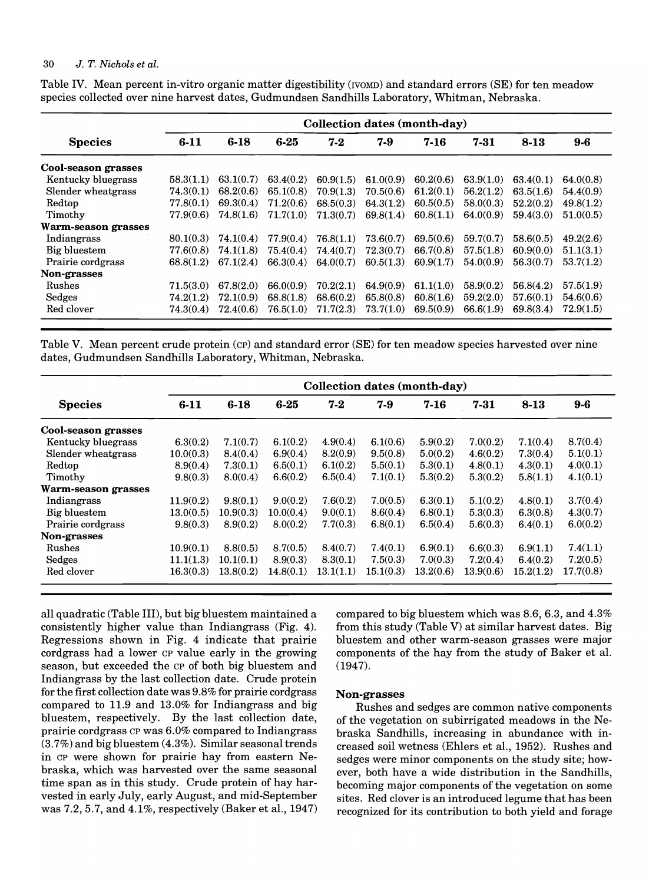Table IV. Mean percent in-vitro organic matter digestibility (IVOMD) and standard errors (SE) for ten meadow species collected over nine harvest dates, Gudmundsen Sandhills Laboratory, Whitman, Nebraska.

| Species | Collection dates (month-day) | | | | | | | | |
|---|---|---|---|---|---|---|---|---|---|
| | 6-11 | 6-18 | 6-25 | 7-2 | 7-9 | 7-16 | 7-31 | 8-13 | 9-6 |
| **Cool-season grasses** | | | | | | | | | |
| Kentucky bluegrass | 58.3(1.1) | 63.1(0.7) | 63.4(0.2) | 60.9(1.5) | 61.0(0.9) | 60.2(0.6) | 63.9(1.0) | 63.4(0.1) | 64.0(0.8) |
| Slender wheatgrass | 74.3(0.1) | 68.2(0.6) | 65.1(0.8) | 70.9(1.3) | 70.5(0.6) | 61.2(0.1) | 56.2(1.2) | 63.5(1.6) | 54.4(0.9) |
| Redtop | 77.8(0.1) | 69.3(0.4) | 71.2(0.6) | 68.5(0.3) | 64.3(1.2) | 60.5(0.5) | 58.0(0.3) | 52.2(0.2) | 49.8(1.2) |
| Timothy | 77.9(0.6) | 74.8(1.6) | 71.7(1.0) | 71.3(0.7) | 69.8(1.4) | 60.8(1.1) | 64.0(0.9) | 59.4(3.0) | 51.0(0.5) |
| **Warm-season grasses** | | | | | | | | | |
| Indiangrass | 80.1(0.3) | 74.1(0.4) | 77.9(0.4) | 76.8(1.1) | 73.6(0.7) | 69.5(0.6) | 59.7(0.7) | 58.6(0.5) | 49.2(2.6) |
| Big bluestem | 77.6(0.8) | 74.1(1.8) | 75.4(0.4) | 74.4(0.7) | 72.3(0.7) | 66.7(0.8) | 57.5(1.8) | 60.9(0.0) | 51.1(3.1) |
| Prairie cordgrass | 68.8(1.2) | 67.1(2.4) | 66.3(0.4) | 64.0(0.7) | 60.5(1.3) | 60.9(1.7) | 54.0(0.9) | 56.3(0.7) | 53.7(1.2) |
| **Non-grasses** | | | | | | | | | |
| Rushes | 71.5(3.0) | 67.8(2.0) | 66.0(0.9) | 70.2(2.1) | 64.9(0.9) | 61.1(1.0) | 58.9(0.2) | 56.8(4.2) | 57.5(1.9) |
| Sedges | 74.2(1.2) | 72.1(0.9) | 68.8(1.8) | 68.6(0.2) | 65.8(0.8) | 60.8(1.6) | 59.2(2.0) | 57.6(0.1) | 54.6(0.6) |
| Red clover | 74.3(0.4) | 72.4(0.6) | 76.5(1.0) | 71.7(2.3) | 73.7(1.0) | 69.5(0.9) | 66.6(1.9) | 69.8(3.4) | 72.9(1.5) |

Table V. Mean percent crude protein (CP) and standard error (SE) for ten meadow species harvested over nine dates, Gudmundsen Sandhills Laboratory, Whitman, Nebraska.

| Species | Collection dates (month-day) | | | | | | | | |
|---|---|---|---|---|---|---|---|---|---|
| | 6-11 | 6-18 | 6-25 | 7-2 | 7-9 | 7-16 | 7-31 | 8-13 | 9-6 |
| **Cool-season grasses** | | | | | | | | | |
| Kentucky bluegrass | 6.3(0.2) | 7.1(0.7) | 6.1(0.2) | 4.9(0.4) | 6.1(0.6) | 5.9(0.2) | 7.0(0.2) | 7.1(0.4) | 8.7(0.4) |
| Slender wheatgrass | 10.0(0.3) | 8.4(0.4) | 6.9(0.4) | 8.2(0.9) | 9.5(0.8) | 5.0(0.2) | 4.6(0.2) | 7.3(0.4) | 5.1(0.1) |
| Redtop | 8.9(0.4) | 7.3(0.1) | 6.5(0.1) | 6.1(0.2) | 5.5(0.1) | 5.3(0.1) | 4.8(0.1) | 4.3(0.1) | 4.0(0.1) |
| Timothy | 9.8(0.3) | 8.0(0.4) | 6.6(0.2) | 6.5(0.4) | 7.1(0.1) | 5.3(0.2) | 5.3(0.2) | 5.8(1.1) | 4.1(0.1) |
| **Warm-season grasses** | | | | | | | | | |
| Indiangrass | 11.9(0.2) | 9.8(0.1) | 9.0(0.2) | 7.6(0.2) | 7.0(0.5) | 6.3(0.1) | 5.1(0.2) | 4.8(0.1) | 3.7(0.4) |
| Big bluestem | 13.0(0.5) | 10.9(0.3) | 10.0(0.4) | 9.0(0.1) | 8.6(0.4) | 6.8(0.1) | 5.3(0.3) | 6.3(0.8) | 4.3(0.7) |
| Prairie cordgrass | 9.8(0.3) | 8.9(0.2) | 8.0(0.2) | 7.7(0.3) | 6.8(0.1) | 6.5(0.4) | 5.6(0.3) | 6.4(0.1) | 6.0(0.2) |
| **Non-grasses** | | | | | | | | | |
| Rushes | 10.9(0.1) | 8.8(0.5) | 8.7(0.5) | 8.4(0.7) | 7.4(0.1) | 6.9(0.1) | 6.6(0.3) | 6.9(1.1) | 7.4(1.1) |
| Sedges | 11.1(1.3) | 10.1(0.1) | 8.9(0.3) | 8.3(0.1) | 7.5(0.3) | 7.0(0.3) | 7.2(0.4) | 6.4(0.2) | 7.2(0.5) |
| Red clover | 16.3(0.3) | 13.8(0.2) | 14.8(0.1) | 13.1(1.1) | 15.1(0.3) | 13.2(0.6) | 13.9(0.6) | 15.2(1.2) | 17.7(0.8) |

all quadratic (Table III), but big bluestem maintained a consistently higher value than Indiangrass (Fig. 4). Regressions shown in Fig. 4 indicate that prairie cordgrass had a lower CP value early in the growing season, but exceeded the CP of both big bluestem and Indiangrass by the last collection date. Crude protein for the first collection date was 9.8% for prairie cordgrass compared to 11.9 and 13.0% for Indiangrass and big bluestem, respectively. By the last collection date, prairie cordgrass CP was 6.0% compared to Indiangrass (3.7%) and big bluestem (4.3%). Similar seasonal trends in CP were shown for prairie hay from eastern Nebraska, which was harvested over the same seasonal time span as in this study. Crude protein of hay harvested in early July, early August, and mid-September was 7.2, 5.7, and 4.1%, respectively (Baker et al., 1947) compared to big bluestem which was 8.6, 6.3, and 4.3% from this study (Table V) at similar harvest dates. Big bluestem and other warm-season grasses were major components of the hay from the study of Baker et al. (1947).

### Non-grasses

Rushes and sedges are common native components of the vegetation on subirrigated meadows in the Nebraska Sandhills, increasing in abundance with increased soil wetness (Ehlers et al., 1952). Rushes and sedges were minor components on the study site; however, both have a wide distribution in the Sandhills, becoming major components of the vegetation on some sites. Red clover is an introduced legume that has been recognized for its contribution to both yield and forage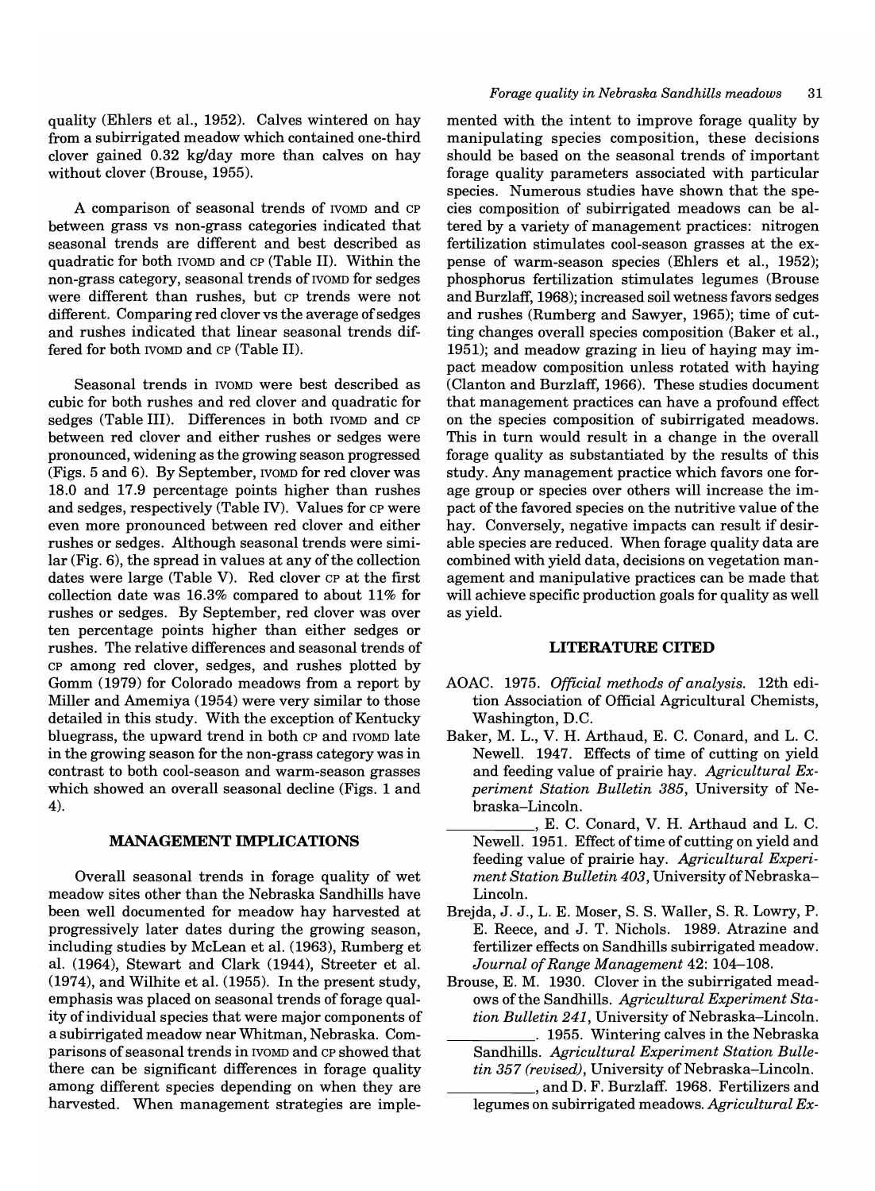quality (Ehlers et al., 1952). Calves wintered on hay from a subirrigated meadow which contained one-third clover gained 0.32 kg/day more than calves on hay without clover (Brouse, 1955).

A comparison of seasonal trends of IVOMD and CP between grass vs non-grass categories indicated that seasonal trends are different and best described as quadratic for both IVOMD and CP (Table II). Within the non-grass category, seasonal trends of IVOMD for sedges were different than rushes, but CP trends were not different. Comparing red clover vs the average of sedges and rushes indicated that linear seasonal trends differed for both IVOMD and CP (Table II).

Seasonal trends in IVOMD were best described as cubic for both rushes and red clover and quadratic for sedges (Table III). Differences in both IVOMD and CP between red clover and either rushes or sedges were pronounced, widening as the growing season progressed (Figs. 5 and 6). By September, IVOMD for red clover was 18.0 and 17.9 percentage points higher than rushes and sedges, respectively (Table IV). Values for CP were even more pronounced between red clover and either rushes or sedges. Although seasonal trends were similar (Fig. 6), the spread in values at any of the collection dates were large (Table V). Red clover CP at the first collection date was 16.3% compared to about 11% for rushes or sedges. By September, red clover was over ten percentage points higher than either sedges or rushes. The relative differences and seasonal trends of CP among red clover, sedges, and rushes plotted by Gomm (1979) for Colorado meadows from a report by Miller and Amemiya (1954) were very similar to those detailed in this study. With the exception of Kentucky bluegrass, the upward trend in both CP and IVOMD late in the growing season for the non-grass category was in contrast to both cool-season and warm-season grasses which showed an overall seasonal decline (Figs. 1 and 4).

## MANAGEMENT IMPLICATIONS

Overall seasonal trends in forage quality of wet meadow sites other than the Nebraska Sandhills have been well documented for meadow hay harvested at progressively later dates during the growing season, including studies by McLean et al. (1963), Rumberg et al. (1964), Stewart and Clark (1944), Streeter et al. (1974), and Wilhite et al. (1955). In the present study, emphasis was placed on seasonal trends of forage quality of individual species that were major components of a subirrigated meadow near Whitman, Nebraska. Comparisons of seasonal trends in IVOMD and CP showed that there can be significant differences in forage quality among different species depending on when they are harvested. When management strategies are implemented with the intent to improve forage quality by manipulating species composition, these decisions should be based on the seasonal trends of important forage quality parameters associated with particular species. Numerous studies have shown that the species composition of subirrigated meadows can be altered by a variety of management practices: nitrogen fertilization stimulates cool-season grasses at the expense of warm-season species (Ehlers et al., 1952); phosphorus fertilization stimulates legumes (Brouse and Burzlaff, 1968); increased soil wetness favors sedges and rushes (Rumberg and Sawyer, 1965); time of cutting changes overall species composition (Baker et al., 1951); and meadow grazing in lieu of haying may impact meadow composition unless rotated with haying (Clanton and Burzlaff, 1966). These studies document that management practices can have a profound effect on the species composition of subirrigated meadows. This in turn would result in a change in the overall forage quality as substantiated by the results of this study. Any management practice which favors one forage group or species over others will increase the impact of the favored species on the nutritive value of the hay. Conversely, negative impacts can result if desirable species are reduced. When forage quality data are combined with yield data, decisions on vegetation management and manipulative practices can be made that will achieve specific production goals for quality as well as yield.

## LITERATURE CITED

AOAC. 1975. *Official methods of analysis.* 12th edition Association of Official Agricultural Chemists, Washington, D.C.

Baker, M. L., V. H. Arthaud, E. C. Conard, and L. C. Newell. 1947. Effects of time of cutting on yield and feeding value of prairie hay. *Agricultural Experiment Station Bulletin 385*, University of Nebraska–Lincoln.

\_\_\_\_\_\_\_\_\_\_, E. C. Conard, V. H. Arthaud and L. C. Newell. 1951. Effect of time of cutting on yield and feeding value of prairie hay. *Agricultural Experiment Station Bulletin 403*, University of Nebraska–Lincoln.

Brejda, J. J., L. E. Moser, S. S. Waller, S. R. Lowry, P. E. Reece, and J. T. Nichols. 1989. Atrazine and fertilizer effects on Sandhills subirrigated meadow. *Journal of Range Management* 42: 104–108.

Brouse, E. M. 1930. Clover in the subirrigated meadows of the Sandhills. *Agricultural Experiment Station Bulletin 241*, University of Nebraska–Lincoln.

\_\_\_\_\_\_\_\_\_\_. 1955. Wintering calves in the Nebraska Sandhills. *Agricultural Experiment Station Bulletin 357 (revised)*, University of Nebraska–Lincoln.

\_\_\_\_\_\_\_\_\_\_, and D. F. Burzlaff. 1968. Fertilizers and legumes on subirrigated meadows. *Agricultural Ex-*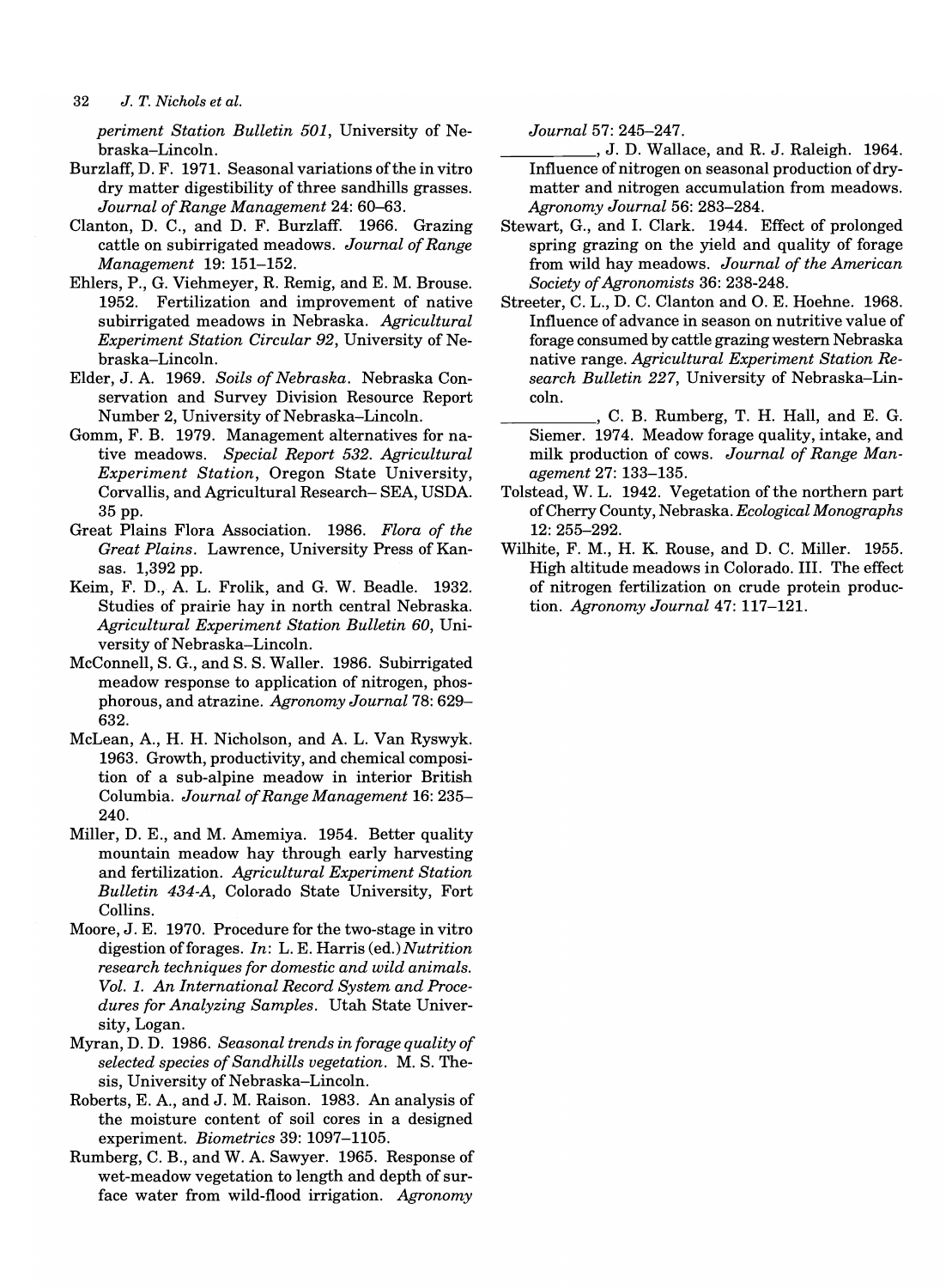*periment Station Bulletin 501*, University of Nebraska–Lincoln.

Burzlaff, D. F. 1971. Seasonal variations of the in vitro dry matter digestibility of three sandhills grasses. *Journal of Range Management* 24: 60–63.

Clanton, D. C., and D. F. Burzlaff. 1966. Grazing cattle on subirrigated meadows. *Journal of Range Management* 19: 151–152.

Ehlers, P., G. Viehmeyer, R. Remig, and E. M. Brouse. 1952. Fertilization and improvement of native subirrigated meadows in Nebraska. *Agricultural Experiment Station Circular 92*, University of Nebraska–Lincoln.

Elder, J. A. 1969. *Soils of Nebraska*. Nebraska Conservation and Survey Division Resource Report Number 2, University of Nebraska–Lincoln.

Gomm, F. B. 1979. Management alternatives for native meadows. *Special Report 532. Agricultural Experiment Station*, Oregon State University, Corvallis, and Agricultural Research– SEA, USDA. 35 pp.

Great Plains Flora Association. 1986. *Flora of the Great Plains*. Lawrence, University Press of Kansas. 1,392 pp.

Keim, F. D., A. L. Frolik, and G. W. Beadle. 1932. Studies of prairie hay in north central Nebraska. *Agricultural Experiment Station Bulletin 60*, University of Nebraska–Lincoln.

McConnell, S. G., and S. S. Waller. 1986. Subirrigated meadow response to application of nitrogen, phosphorous, and atrazine. *Agronomy Journal* 78: 629–632.

McLean, A., H. H. Nicholson, and A. L. Van Ryswyk. 1963. Growth, productivity, and chemical composition of a sub-alpine meadow in interior British Columbia. *Journal of Range Management* 16: 235–240.

Miller, D. E., and M. Amemiya. 1954. Better quality mountain meadow hay through early harvesting and fertilization. *Agricultural Experiment Station Bulletin 434-A*, Colorado State University, Fort Collins.

Moore, J. E. 1970. Procedure for the two-stage in vitro digestion of forages. *In*: L. E. Harris (ed.) *Nutrition research techniques for domestic and wild animals. Vol. 1. An International Record System and Procedures for Analyzing Samples*. Utah State University, Logan.

Myran, D. D. 1986. *Seasonal trends in forage quality of selected species of Sandhills vegetation*. M. S. Thesis, University of Nebraska–Lincoln.

Roberts, E. A., and J. M. Raison. 1983. An analysis of the moisture content of soil cores in a designed experiment. *Biometrics* 39: 1097–1105.

Rumberg, C. B., and W. A. Sawyer. 1965. Response of wet-meadow vegetation to length and depth of surface water from wild-flood irrigation. *Agronomy Journal* 57: 245–247.

__________, J. D. Wallace, and R. J. Raleigh. 1964. Influence of nitrogen on seasonal production of dry-matter and nitrogen accumulation from meadows. *Agronomy Journal* 56: 283–284.

Stewart, G., and I. Clark. 1944. Effect of prolonged spring grazing on the yield and quality of forage from wild hay meadows. *Journal of the American Society of Agronomists* 36: 238-248.

Streeter, C. L., D. C. Clanton and O. E. Hoehne. 1968. Influence of advance in season on nutritive value of forage consumed by cattle grazing western Nebraska native range. *Agricultural Experiment Station Research Bulletin 227*, University of Nebraska–Lincoln.

__________, C. B. Rumberg, T. H. Hall, and E. G. Siemer. 1974. Meadow forage quality, intake, and milk production of cows. *Journal of Range Management* 27: 133–135.

Tolstead, W. L. 1942. Vegetation of the northern part of Cherry County, Nebraska. *Ecological Monographs* 12: 255–292.

Wilhite, F. M., H. K. Rouse, and D. C. Miller. 1955. High altitude meadows in Colorado. III. The effect of nitrogen fertilization on crude protein production. *Agronomy Journal* 47: 117–121.